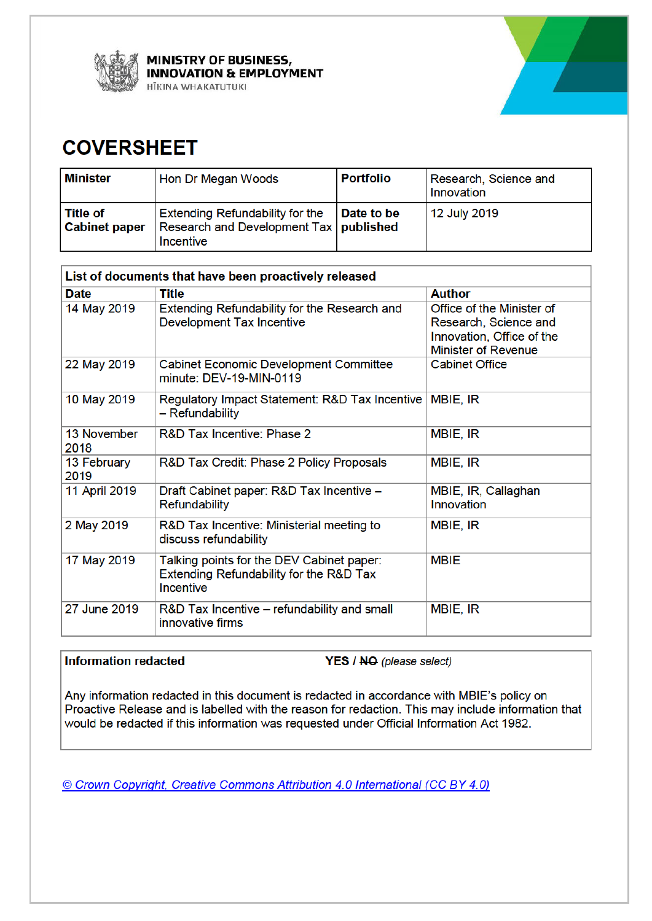MINISTRY OF BUSINESS, INNOVATION & EMPLOYMENT
HĪKINA WHAKATUTUKI

# COVERSHEET

| Minister | Hon Dr Megan Woods | Portfolio | Research, Science and Innovation |
|---|---|---|---|
| Title of Cabinet paper | Extending Refundability for the Research and Development Tax Incentive | Date to be published | 12 July 2019 |

| List of documents that have been proactively released | | |
|---|---|---|
| **Date** | **Title** | **Author** |
| 14 May 2019 | Extending Refundability for the Research and Development Tax Incentive | Office of the Minister of Research, Science and Innovation, Office of the Minister of Revenue |
| 22 May 2019 | Cabinet Economic Development Committee minute: DEV-19-MIN-0119 | Cabinet Office |
| 10 May 2019 | Regulatory Impact Statement: R&D Tax Incentive – Refundability | MBIE, IR |
| 13 November 2018 | R&D Tax Incentive: Phase 2 | MBIE, IR |
| 13 February 2019 | R&D Tax Credit: Phase 2 Policy Proposals | MBIE, IR |
| 11 April 2019 | Draft Cabinet paper: R&D Tax Incentive – Refundability | MBIE, IR, Callaghan Innovation |
| 2 May 2019 | R&D Tax Incentive: Ministerial meeting to discuss refundability | MBIE, IR |
| 17 May 2019 | Talking points for the DEV Cabinet paper: Extending Refundability for the R&D Tax Incentive | MBIE |
| 27 June 2019 | R&D Tax Incentive – refundability and small innovative firms | MBIE, IR |

**Information redacted** **YES** / ~~**NO**~~ *(please select)*

Any information redacted in this document is redacted in accordance with MBIE's policy on Proactive Release and is labelled with the reason for redaction. This may include information that would be redacted if this information was requested under Official Information Act 1982.

© Crown Copyright, Creative Commons Attribution 4.0 International (CC BY 4.0)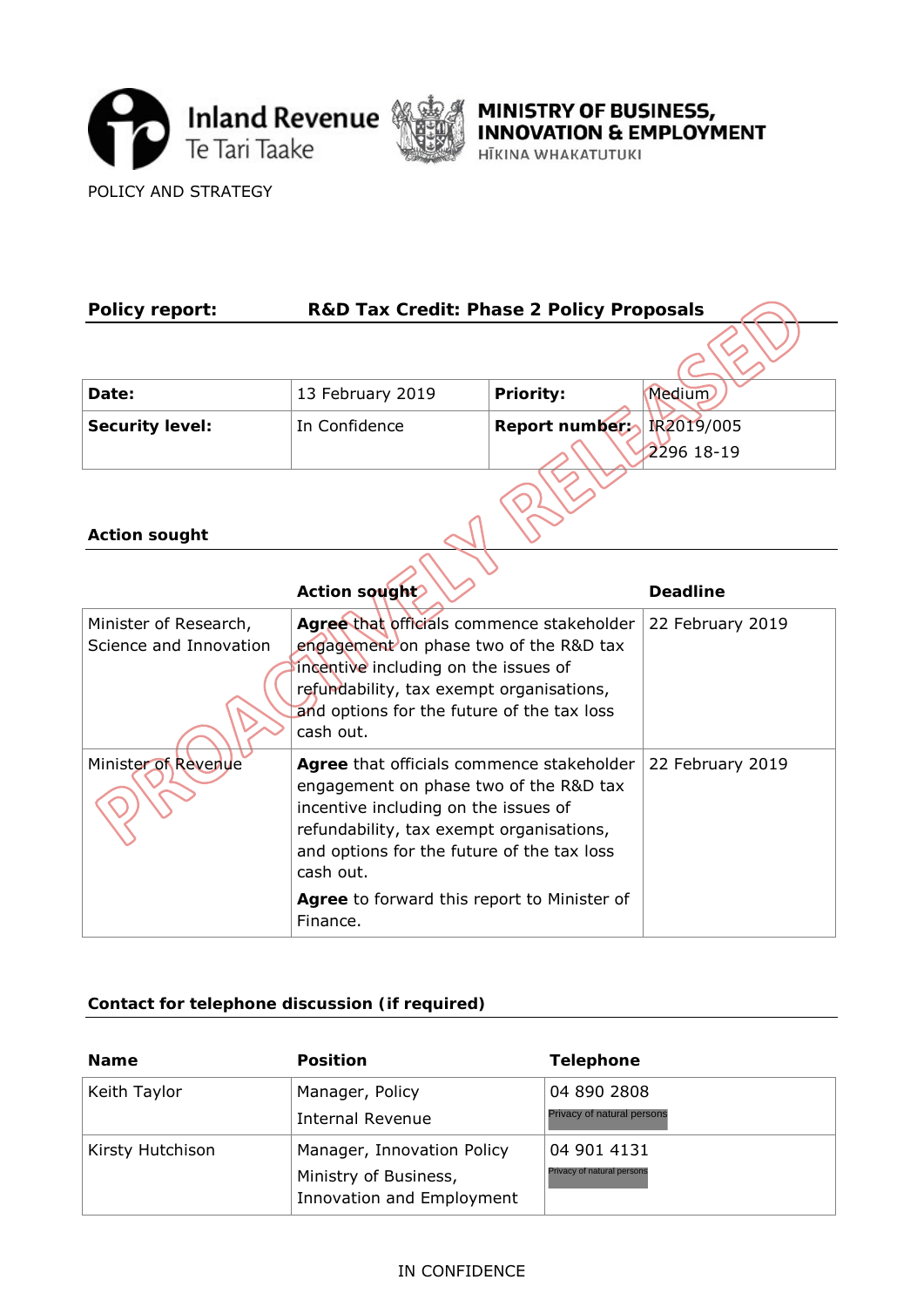Inland Revenue Te Tari Taake | MINISTRY OF BUSINESS, INNOVATION & EMPLOYMENT HĪKINA WHAKATUTUKI

POLICY AND STRATEGY

**Policy report:** **R&D Tax Credit: Phase 2 Policy Proposals**

| **Date:** | 13 February 2019 | **Priority:** | Medium |
|---|---|---|---|
| **Security level:** | In Confidence | **Report number:** | IR2019/005 2296 18-19 |

## Action sought

| | **Action sought** | **Deadline** |
|---|---|---|
| Minister of Research, Science and Innovation | **Agree** that officials commence stakeholder engagement on phase two of the R&D tax incentive including on the issues of refundability, tax exempt organisations, and options for the future of the tax loss cash out. | 22 February 2019 |
| Minister of Revenue | **Agree** that officials commence stakeholder engagement on phase two of the R&D tax incentive including on the issues of refundability, tax exempt organisations, and options for the future of the tax loss cash out. **Agree** to forward this report to Minister of Finance. | 22 February 2019 |

## Contact for telephone discussion (if required)

| **Name** | **Position** | **Telephone** |
|---|---|---|
| Keith Taylor | Manager, Policy Internal Revenue | 04 890 2808 Privacy of natural persons |
| Kirsty Hutchison | Manager, Innovation Policy Ministry of Business, Innovation and Employment | 04 901 4131 Privacy of natural persons |

IN CONFIDENCE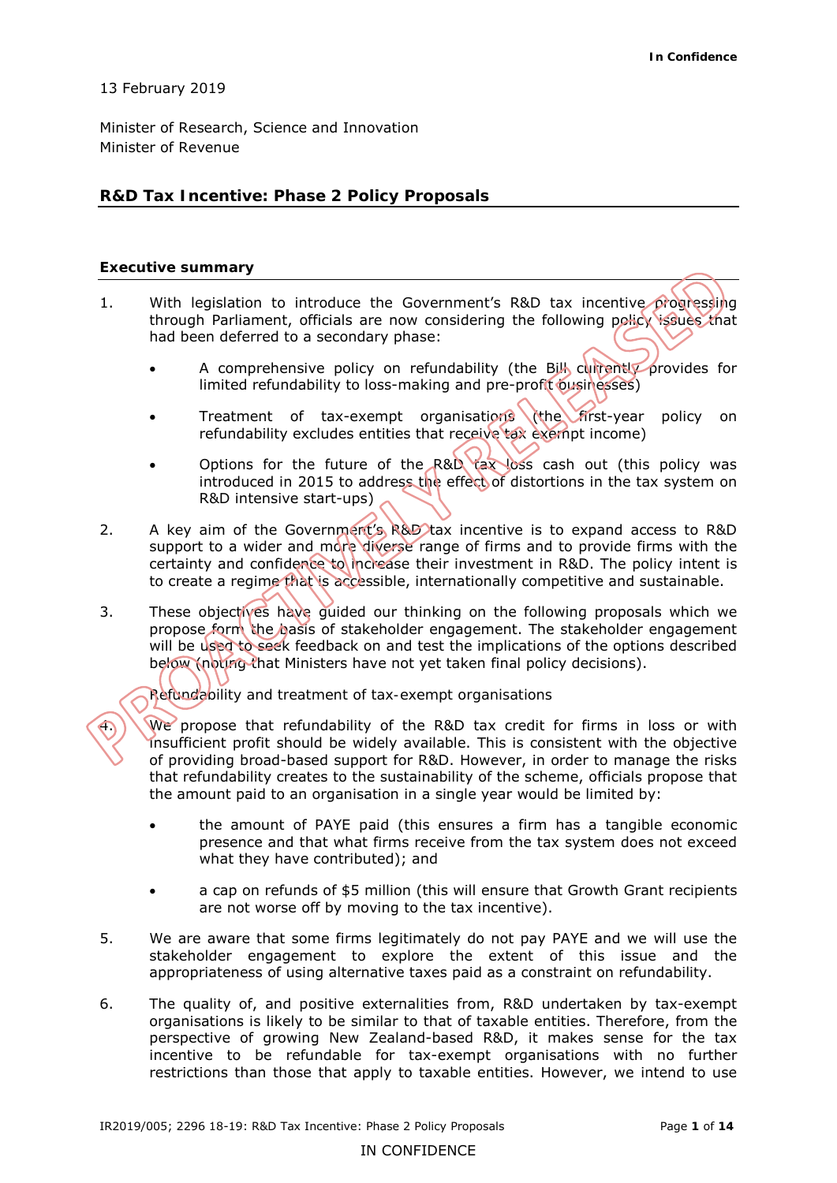13 February 2019

Minister of Research, Science and Innovation
Minister of Revenue

## R&D Tax Incentive: Phase 2 Policy Proposals

### Executive summary

1. With legislation to introduce the Government's R&D tax incentive progressing through Parliament, officials are now considering the following policy issues that had been deferred to a secondary phase:

    - A comprehensive policy on refundability (the Bill currently provides for limited refundability to loss-making and pre-profit businesses)

    - Treatment of tax-exempt organisations (the first-year policy on refundability excludes entities that receive tax exempt income)

    - Options for the future of the R&D tax loss cash out (this policy was introduced in 2015 to address the effect of distortions in the tax system on R&D intensive start-ups)

2. A key aim of the Government's R&D tax incentive is to expand access to R&D support to a wider and more diverse range of firms and to provide firms with the certainty and confidence to increase their investment in R&D. The policy intent is to create a regime that is accessible, internationally competitive and sustainable.

3. These objectives have guided our thinking on the following proposals which we propose form the basis of stakeholder engagement. The stakeholder engagement will be used to seek feedback on and test the implications of the options described below (noting that Ministers have not yet taken final policy decisions).

*Refundability and treatment of tax-exempt organisations*

4. We propose that refundability of the R&D tax credit for firms in loss or with insufficient profit should be widely available. This is consistent with the objective of providing broad-based support for R&D. However, in order to manage the risks that refundability creates to the sustainability of the scheme, officials propose that the amount paid to an organisation in a single year would be limited by:

    - the amount of PAYE paid (this ensures a firm has a tangible economic presence and that what firms receive from the tax system does not exceed what they have contributed); and

    - a cap on refunds of $5 million (this will ensure that Growth Grant recipients are not worse off by moving to the tax incentive).

5. We are aware that some firms legitimately do not pay PAYE and we will use the stakeholder engagement to explore the extent of this issue and the appropriateness of using alternative taxes paid as a constraint on refundability.

6. The quality of, and positive externalities from, R&D undertaken by tax-exempt organisations is likely to be similar to that of taxable entities. Therefore, from the perspective of growing New Zealand-based R&D, it makes sense for the tax incentive to be refundable for tax-exempt organisations with no further restrictions than those that apply to taxable entities. However, we intend to use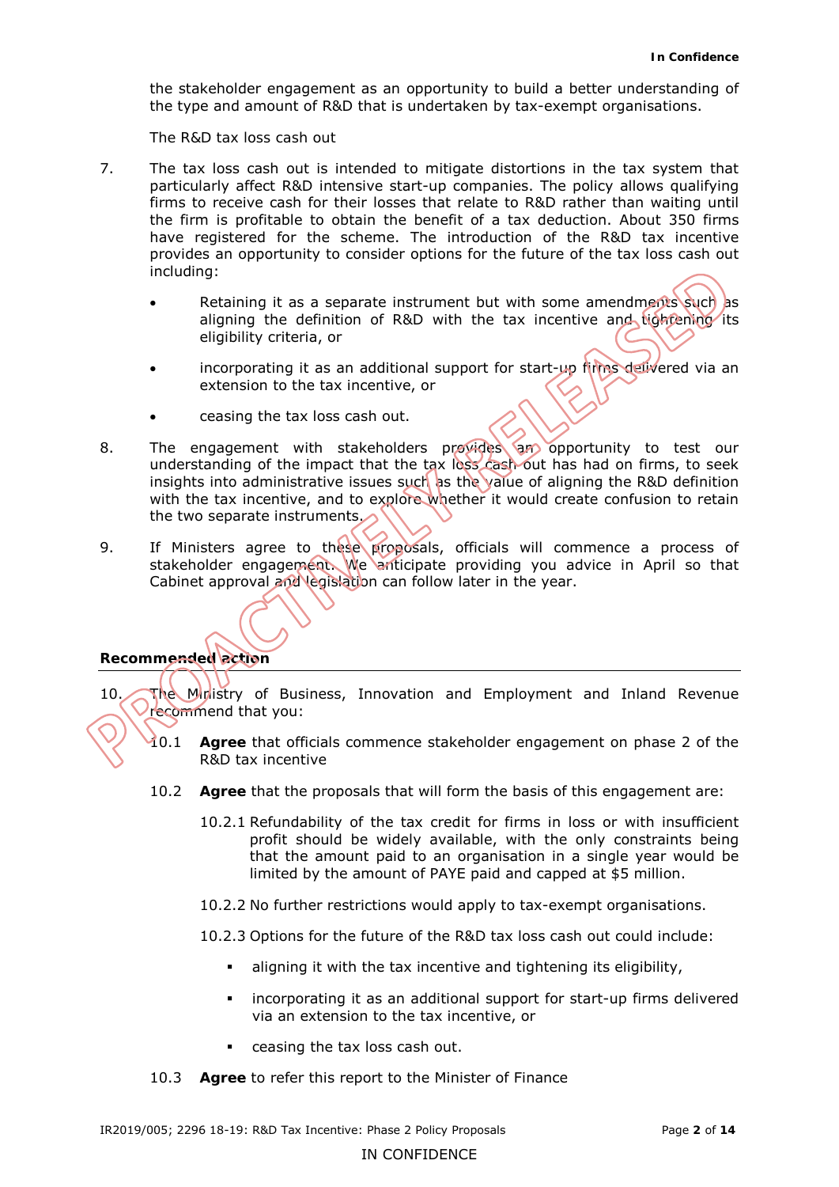the stakeholder engagement as an opportunity to build a better understanding of the type and amount of R&D that is undertaken by tax-exempt organisations.

The R&D tax loss cash out

7. The tax loss cash out is intended to mitigate distortions in the tax system that particularly affect R&D intensive start-up companies. The policy allows qualifying firms to receive cash for their losses that relate to R&D rather than waiting until the firm is profitable to obtain the benefit of a tax deduction. About 350 firms have registered for the scheme. The introduction of the R&D tax incentive provides an opportunity to consider options for the future of the tax loss cash out including:

   - Retaining it as a separate instrument but with some amendments such as aligning the definition of R&D with the tax incentive and tightening its eligibility criteria, or
   - incorporating it as an additional support for start-up firms delivered via an extension to the tax incentive, or
   - ceasing the tax loss cash out.

8. The engagement with stakeholders provides an opportunity to test our understanding of the impact that the tax loss cash out has had on firms, to seek insights into administrative issues such as the value of aligning the R&D definition with the tax incentive, and to explore whether it would create confusion to retain the two separate instruments.

9. If Ministers agree to these proposals, officials will commence a process of stakeholder engagement. We anticipate providing you advice in April so that Cabinet approval and legislation can follow later in the year.

## Recommended action

10. The Ministry of Business, Innovation and Employment and Inland Revenue recommend that you:

    10.1 **Agree** that officials commence stakeholder engagement on phase 2 of the R&D tax incentive

    10.2 **Agree** that the proposals that will form the basis of this engagement are:

    10.2.1 Refundability of the tax credit for firms in loss or with insufficient profit should be widely available, with the only constraints being that the amount paid to an organisation in a single year would be limited by the amount of PAYE paid and capped at $5 million.

    10.2.2 No further restrictions would apply to tax-exempt organisations.

    10.2.3 Options for the future of the R&D tax loss cash out could include:

    - aligning it with the tax incentive and tightening its eligibility,
    - incorporating it as an additional support for start-up firms delivered via an extension to the tax incentive, or
    - ceasing the tax loss cash out.

    10.3 **Agree** to refer this report to the Minister of Finance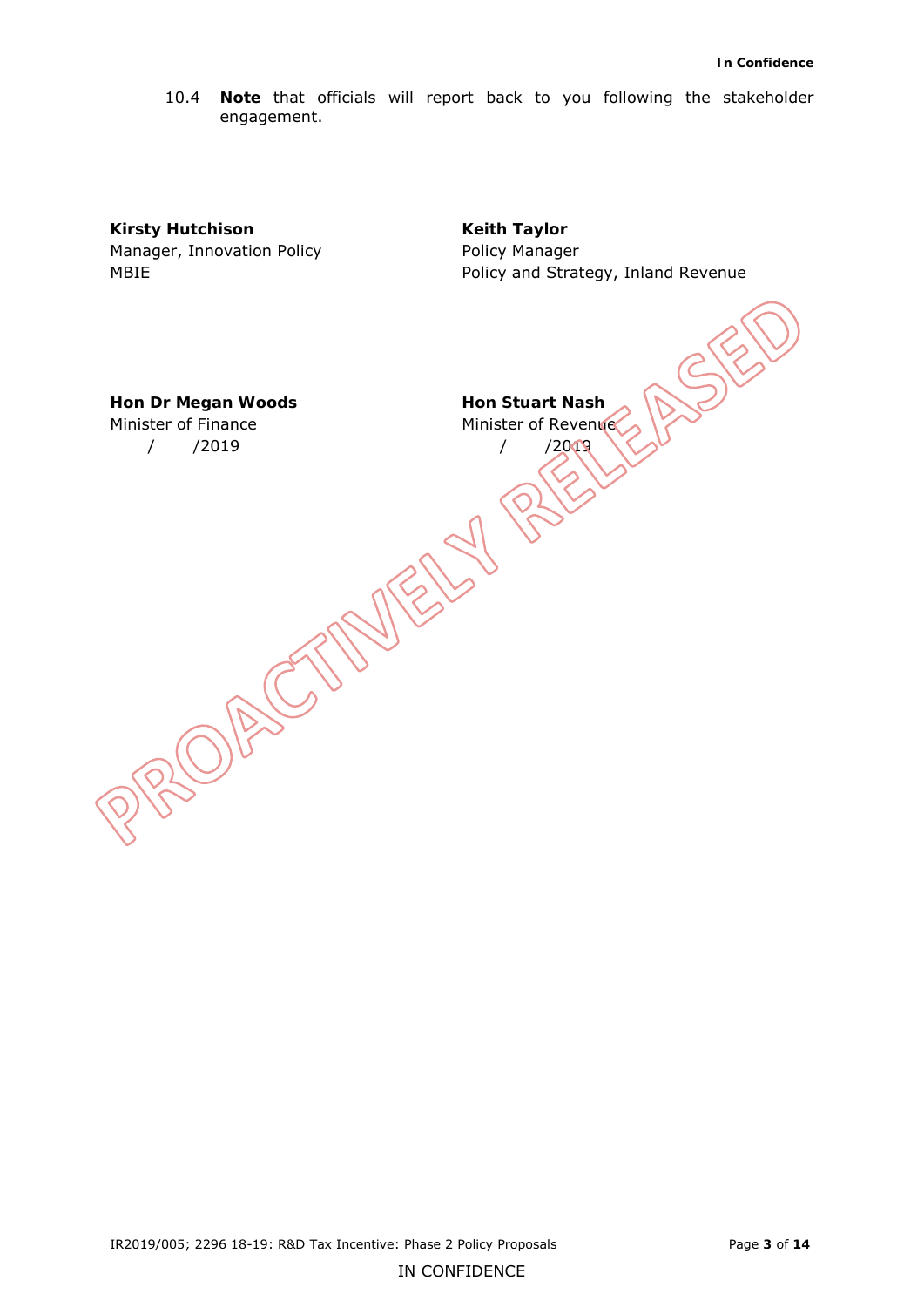10.4 **Note** that officials will report back to you following the stakeholder engagement.

**Kirsty Hutchison**
Manager, Innovation Policy
MBIE

**Keith Taylor**
Policy Manager
Policy and Strategy, Inland Revenue

**Hon Dr Megan Woods**
Minister of Finance
/ /2019

**Hon Stuart Nash**
Minister of Revenue
/ /2019

PROACTIVELY RELEASED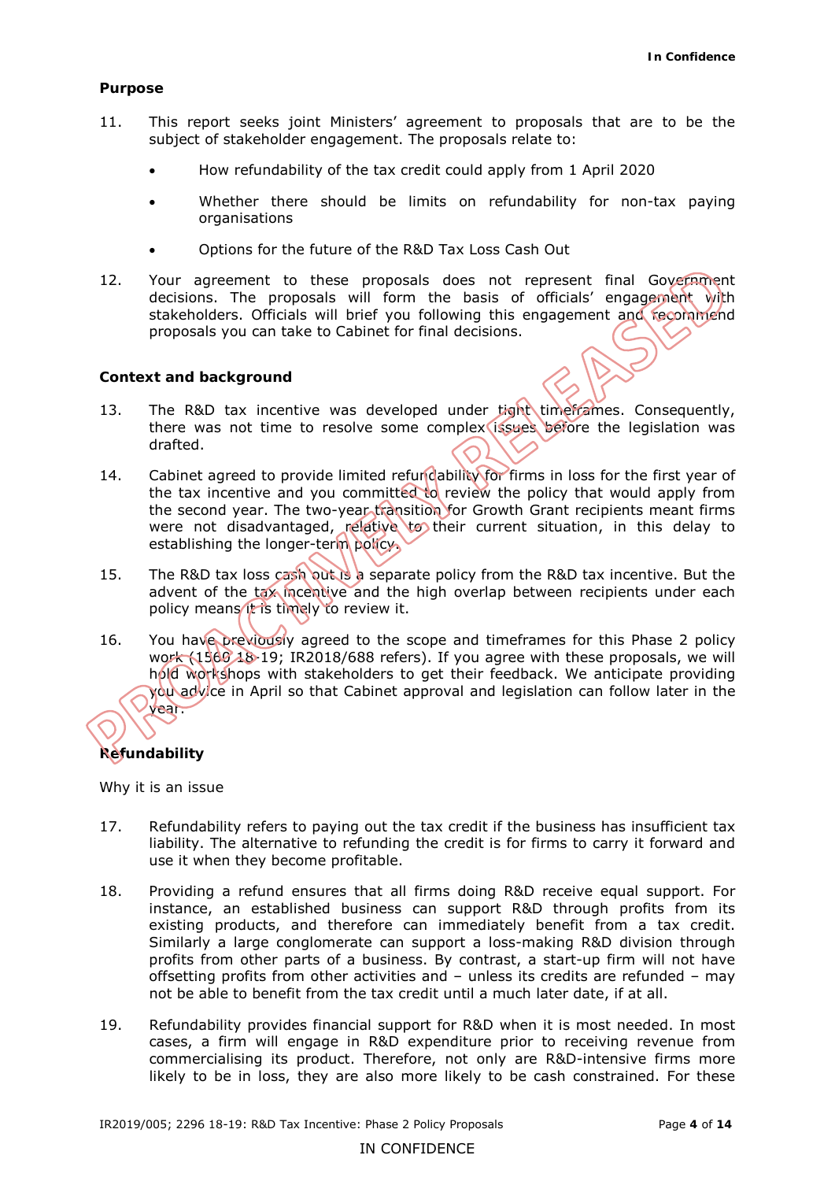## Purpose

11. This report seeks joint Ministers' agreement to proposals that are to be the subject of stakeholder engagement. The proposals relate to:

    - How refundability of the tax credit could apply from 1 April 2020
    - Whether there should be limits on refundability for non-tax paying organisations
    - Options for the future of the R&D Tax Loss Cash Out

12. Your agreement to these proposals does not represent final Government decisions. The proposals will form the basis of officials' engagement with stakeholders. Officials will brief you following this engagement and recommend proposals you can take to Cabinet for final decisions.

## Context and background

13. The R&D tax incentive was developed under tight timeframes. Consequently, there was not time to resolve some complex issues before the legislation was drafted.

14. Cabinet agreed to provide limited refundability for firms in loss for the first year of the tax incentive and you committed to review the policy that would apply from the second year. The two-year transition for Growth Grant recipients meant firms were not disadvantaged, relative to their current situation, in this delay to establishing the longer-term policy.

15. The R&D tax loss cash out is a separate policy from the R&D tax incentive. But the advent of the tax incentive and the high overlap between recipients under each policy means it is timely to review it.

16. You have previously agreed to the scope and timeframes for this Phase 2 policy work (1560 18-19; IR2018/688 refers). If you agree with these proposals, we will hold workshops with stakeholders to get their feedback. We anticipate providing you advice in April so that Cabinet approval and legislation can follow later in the year.

## Refundability

Why it is an issue

17. Refundability refers to paying out the tax credit if the business has insufficient tax liability. The alternative to refunding the credit is for firms to carry it forward and use it when they become profitable.

18. Providing a refund ensures that all firms doing R&D receive equal support. For instance, an established business can support R&D through profits from its existing products, and therefore can immediately benefit from a tax credit. Similarly a large conglomerate can support a loss-making R&D division through profits from other parts of a business. By contrast, a start-up firm will not have offsetting profits from other activities and – unless its credits are refunded – may not be able to benefit from the tax credit until a much later date, if at all.

19. Refundability provides financial support for R&D when it is most needed. In most cases, a firm will engage in R&D expenditure prior to receiving revenue from commercialising its product. Therefore, not only are R&D-intensive firms more likely to be in loss, they are also more likely to be cash constrained. For these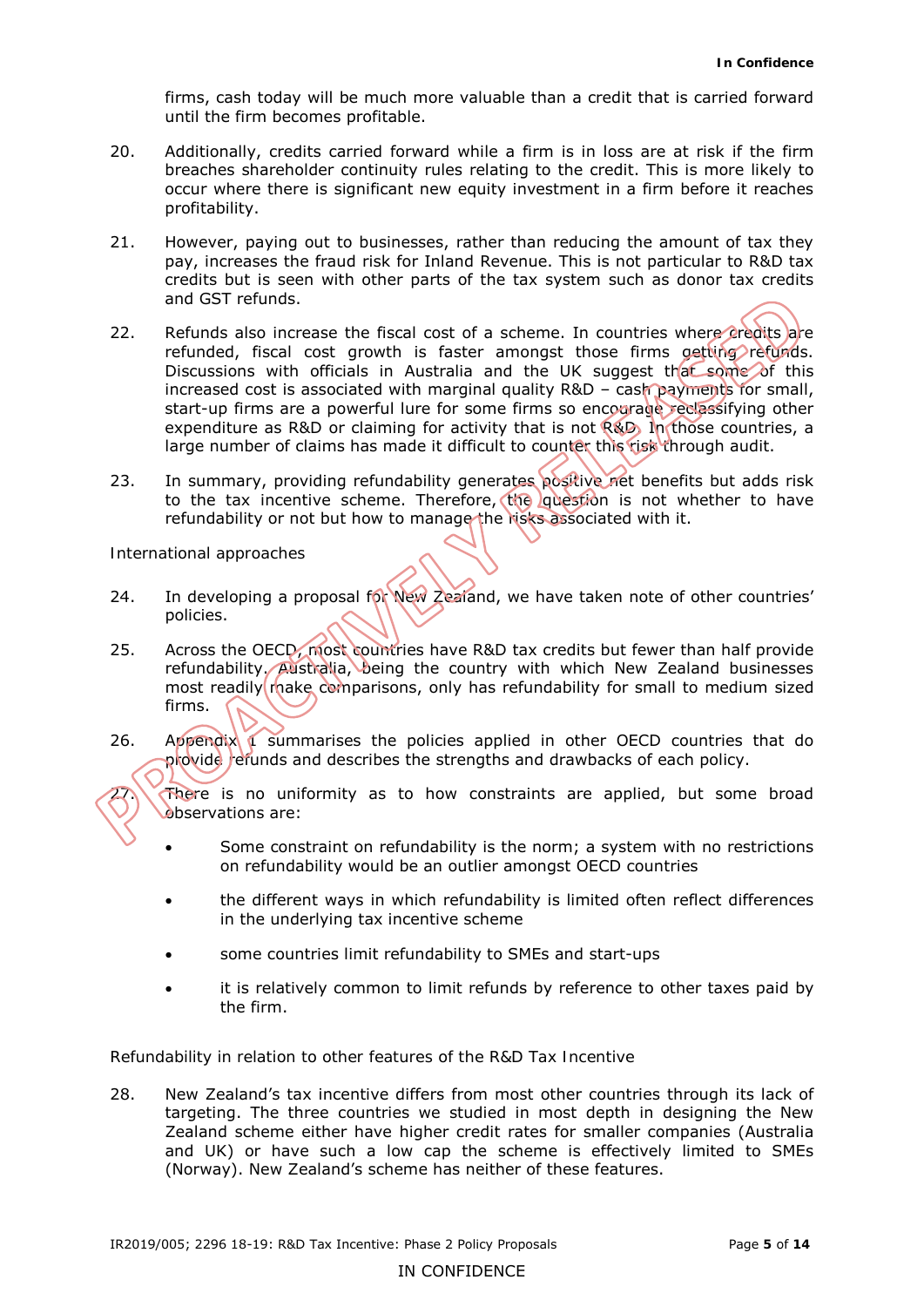firms, cash today will be much more valuable than a credit that is carried forward until the firm becomes profitable.

20. Additionally, credits carried forward while a firm is in loss are at risk if the firm breaches shareholder continuity rules relating to the credit. This is more likely to occur where there is significant new equity investment in a firm before it reaches profitability.

21. However, paying out to businesses, rather than reducing the amount of tax they pay, increases the fraud risk for Inland Revenue. This is not particular to R&D tax credits but is seen with other parts of the tax system such as donor tax credits and GST refunds.

22. Refunds also increase the fiscal cost of a scheme. In countries where credits are refunded, fiscal cost growth is faster amongst those firms getting refunds. Discussions with officials in Australia and the UK suggest that some of this increased cost is associated with marginal quality R&D – cash payments for small, start-up firms are a powerful lure for some firms so encourage reclassifying other expenditure as R&D or claiming for activity that is not R&D. In those countries, a large number of claims has made it difficult to counter this risk through audit.

23. In summary, providing refundability generates positive net benefits but adds risk to the tax incentive scheme. Therefore, the question is not whether to have refundability or not but how to manage the risks associated with it.

## International approaches

24. In developing a proposal for New Zealand, we have taken note of other countries' policies.

25. Across the OECD, most countries have R&D tax credits but fewer than half provide refundability. Australia, being the country with which New Zealand businesses most readily make comparisons, only has refundability for small to medium sized firms.

26. Appendix 1 summarises the policies applied in other OECD countries that do provide refunds and describes the strengths and drawbacks of each policy.

27. There is no uniformity as to how constraints are applied, but some broad observations are:

- Some constraint on refundability is the norm; a system with no restrictions on refundability would be an outlier amongst OECD countries
- the different ways in which refundability is limited often reflect differences in the underlying tax incentive scheme
- some countries limit refundability to SMEs and start-ups
- it is relatively common to limit refunds by reference to other taxes paid by the firm.

## Refundability in relation to other features of the R&D Tax Incentive

28. New Zealand's tax incentive differs from most other countries through its lack of targeting. The three countries we studied in most depth in designing the New Zealand scheme either have higher credit rates for smaller companies (Australia and UK) or have such a low cap the scheme is effectively limited to SMEs (Norway). New Zealand's scheme has neither of these features.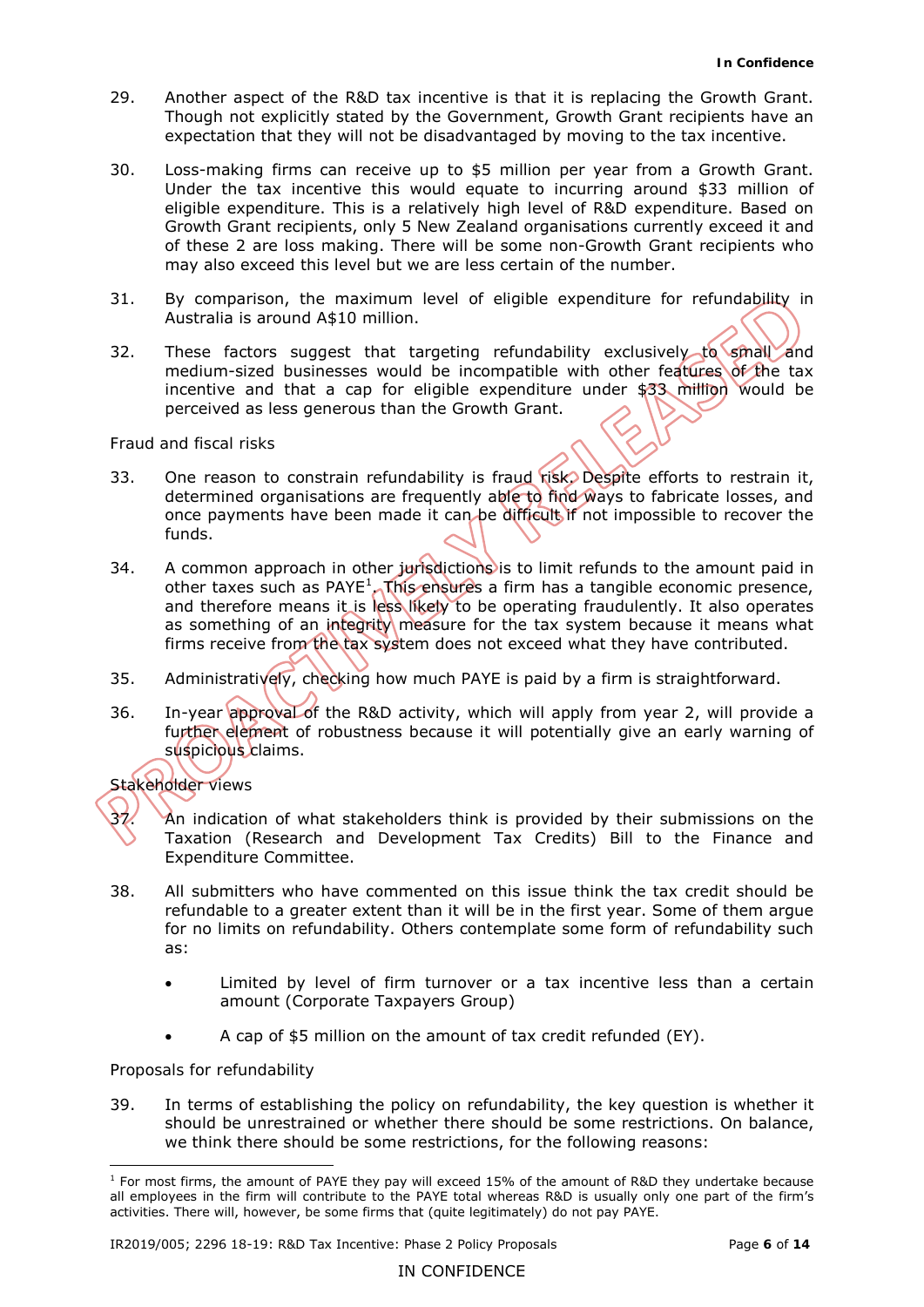29. Another aspect of the R&D tax incentive is that it is replacing the Growth Grant. Though not explicitly stated by the Government, Growth Grant recipients have an expectation that they will not be disadvantaged by moving to the tax incentive.

30. Loss-making firms can receive up to $5 million per year from a Growth Grant. Under the tax incentive this would equate to incurring around $33 million of eligible expenditure. This is a relatively high level of R&D expenditure. Based on Growth Grant recipients, only 5 New Zealand organisations currently exceed it and of these 2 are loss making. There will be some non-Growth Grant recipients who may also exceed this level but we are less certain of the number.

31. By comparison, the maximum level of eligible expenditure for refundability in Australia is around A$10 million.

32. These factors suggest that targeting refundability exclusively to small and medium-sized businesses would be incompatible with other features of the tax incentive and that a cap for eligible expenditure under $33 million would be perceived as less generous than the Growth Grant.

Fraud and fiscal risks

33. One reason to constrain refundability is fraud risk. Despite efforts to restrain it, determined organisations are frequently able to find ways to fabricate losses, and once payments have been made it can be difficult if not impossible to recover the funds.

34. A common approach in other jurisdictions is to limit refunds to the amount paid in other taxes such as PAYE[1]. This ensures a firm has a tangible economic presence, and therefore means it is less likely to be operating fraudulently. It also operates as something of an integrity measure for the tax system because it means what firms receive from the tax system does not exceed what they have contributed.

35. Administratively, checking how much PAYE is paid by a firm is straightforward.

36. In-year approval of the R&D activity, which will apply from year 2, will provide a further element of robustness because it will potentially give an early warning of suspicious claims.

Stakeholder views

37. An indication of what stakeholders think is provided by their submissions on the Taxation (Research and Development Tax Credits) Bill to the Finance and Expenditure Committee.

38. All submitters who have commented on this issue think the tax credit should be refundable to a greater extent than it will be in the first year. Some of them argue for no limits on refundability. Others contemplate some form of refundability such as:

- Limited by level of firm turnover or a tax incentive less than a certain amount (Corporate Taxpayers Group)
- A cap of $5 million on the amount of tax credit refunded (EY).

Proposals for refundability

39. In terms of establishing the policy on refundability, the key question is whether it should be unrestrained or whether there should be some restrictions. On balance, we think there should be some restrictions, for the following reasons:

[1] For most firms, the amount of PAYE they pay will exceed 15% of the amount of R&D they undertake because all employees in the firm will contribute to the PAYE total whereas R&D is usually only one part of the firm's activities. There will, however, be some firms that (quite legitimately) do not pay PAYE.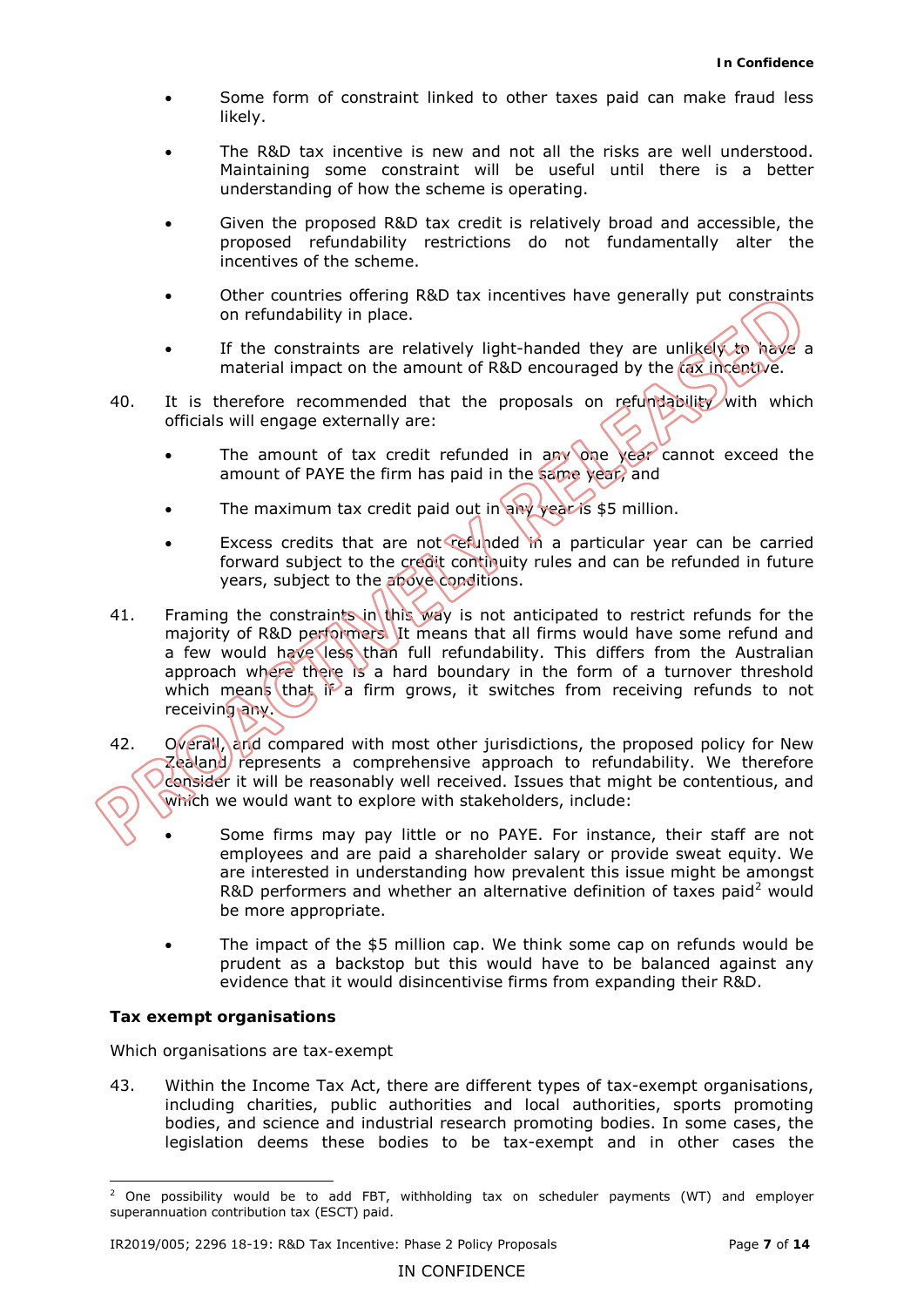- Some form of constraint linked to other taxes paid can make fraud less likely.
- The R&D tax incentive is new and not all the risks are well understood. Maintaining some constraint will be useful until there is a better understanding of how the scheme is operating.
- Given the proposed R&D tax credit is relatively broad and accessible, the proposed refundability restrictions do not fundamentally alter the incentives of the scheme.
- Other countries offering R&D tax incentives have generally put constraints on refundability in place.
- If the constraints are relatively light-handed they are unlikely to have a material impact on the amount of R&D encouraged by the tax incentive.

40. It is therefore recommended that the proposals on refundability with which officials will engage externally are:

    - The amount of tax credit refunded in any one year cannot exceed the amount of PAYE the firm has paid in the same year, and
    - The maximum tax credit paid out in any year is $5 million.
    - Excess credits that are not refunded in a particular year can be carried forward subject to the credit continuity rules and can be refunded in future years, subject to the above conditions.

41. Framing the constraints in this way is not anticipated to restrict refunds for the majority of R&D performers. It means that all firms would have some refund and a few would have less than full refundability. This differs from the Australian approach where there is a hard boundary in the form of a turnover threshold which means that if a firm grows, it switches from receiving refunds to not receiving any.

42. Overall, and compared with most other jurisdictions, the proposed policy for New Zealand represents a comprehensive approach to refundability. We therefore consider it will be reasonably well received. Issues that might be contentious, and which we would want to explore with stakeholders, include:

    - Some firms may pay little or no PAYE. For instance, their staff are not employees and are paid a shareholder salary or provide sweat equity. We are interested in understanding how prevalent this issue might be amongst R&D performers and whether an alternative definition of taxes paid[2] would be more appropriate.
    - The impact of the $5 million cap. We think some cap on refunds would be prudent as a backstop but this would have to be balanced against any evidence that it would disincentivise firms from expanding their R&D.

**Tax exempt organisations**

Which organisations are tax-exempt

43. Within the Income Tax Act, there are different types of tax-exempt organisations, including charities, public authorities and local authorities, sports promoting bodies, and science and industrial research promoting bodies. In some cases, the legislation deems these bodies to be tax-exempt and in other cases the

[2] One possibility would be to add FBT, withholding tax on scheduler payments (WT) and employer superannuation contribution tax (ESCT) paid.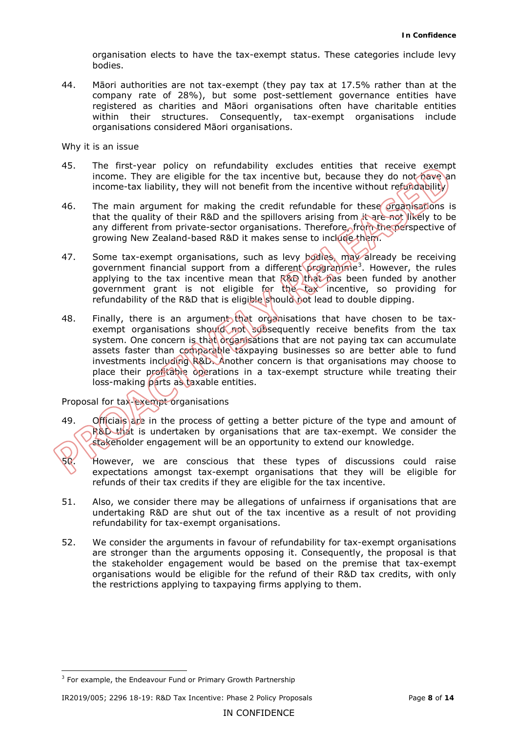organisation elects to have the tax-exempt status. These categories include levy bodies.

44. Māori authorities are not tax-exempt (they pay tax at 17.5% rather than at the company rate of 28%), but some post-settlement governance entities have registered as charities and Māori organisations often have charitable entities within their structures. Consequently, tax-exempt organisations include organisations considered Māori organisations.

Why it is an issue

45. The first-year policy on refundability excludes entities that receive exempt income. They are eligible for the tax incentive but, because they do not have an income-tax liability, they will not benefit from the incentive without refundability.

46. The main argument for making the credit refundable for these organisations is that the quality of their R&D and the spillovers arising from it are not likely to be any different from private-sector organisations. Therefore, from the perspective of growing New Zealand-based R&D it makes sense to include them.

47. Some tax-exempt organisations, such as levy bodies, may already be receiving government financial support from a different programme[3]. However, the rules applying to the tax incentive mean that R&D that has been funded by another government grant is not eligible for the tax incentive, so providing for refundability of the R&D that is eligible should not lead to double dipping.

48. Finally, there is an argument that organisations that have chosen to be tax-exempt organisations should not subsequently receive benefits from the tax system. One concern is that organisations that are not paying tax can accumulate assets faster than comparable taxpaying businesses so are better able to fund investments including R&D. Another concern is that organisations may choose to place their profitable operations in a tax-exempt structure while treating their loss-making parts as taxable entities.

Proposal for tax-exempt organisations

49. Officials are in the process of getting a better picture of the type and amount of R&D that is undertaken by organisations that are tax-exempt. We consider the stakeholder engagement will be an opportunity to extend our knowledge.

50. However, we are conscious that these types of discussions could raise expectations amongst tax-exempt organisations that they will be eligible for refunds of their tax credits if they are eligible for the tax incentive.

51. Also, we consider there may be allegations of unfairness if organisations that are undertaking R&D are shut out of the tax incentive as a result of not providing refundability for tax-exempt organisations.

52. We consider the arguments in favour of refundability for tax-exempt organisations are stronger than the arguments opposing it. Consequently, the proposal is that the stakeholder engagement would be based on the premise that tax-exempt organisations would be eligible for the refund of their R&D tax credits, with only the restrictions applying to taxpaying firms applying to them.

[3] For example, the Endeavour Fund or Primary Growth Partnership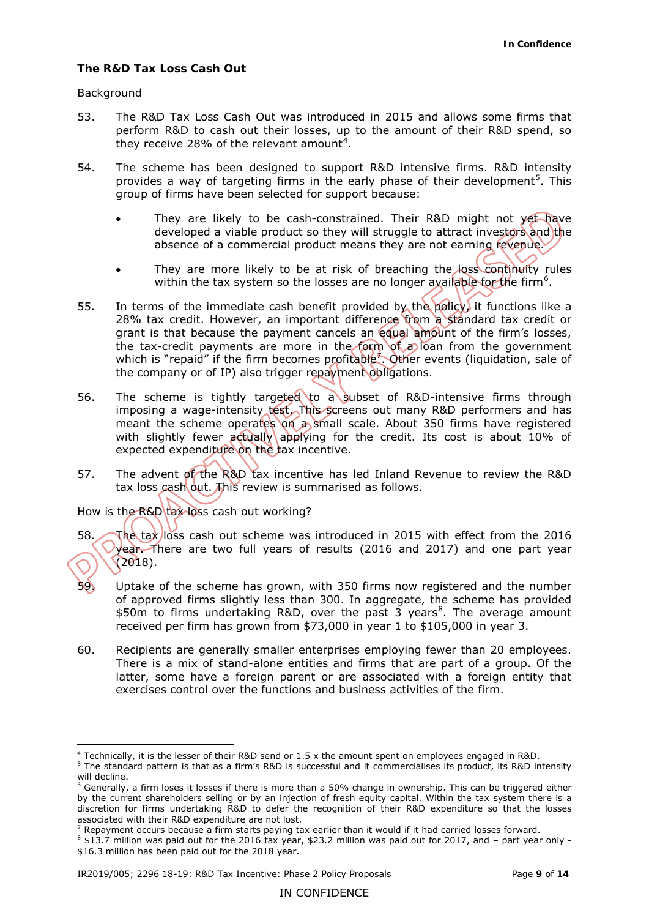## The R&D Tax Loss Cash Out

Background

53. The R&D Tax Loss Cash Out was introduced in 2015 and allows some firms that perform R&D to cash out their losses, up to the amount of their R&D spend, so they receive 28% of the relevant amount[4].

54. The scheme has been designed to support R&D intensive firms. R&D intensity provides a way of targeting firms in the early phase of their development[5]. This group of firms have been selected for support because:

    - They are likely to be cash-constrained. Their R&D might not yet have developed a viable product so they will struggle to attract investors and the absence of a commercial product means they are not earning revenue.
    - They are more likely to be at risk of breaching the loss continuity rules within the tax system so the losses are no longer available for the firm[6].

55. In terms of the immediate cash benefit provided by the policy, it functions like a 28% tax credit. However, an important difference from a standard tax credit or grant is that because the payment cancels an equal amount of the firm's losses, the tax-credit payments are more in the form of a loan from the government which is "repaid" if the firm becomes profitable[7]. Other events (liquidation, sale of the company or of IP) also trigger repayment obligations.

56. The scheme is tightly targeted to a subset of R&D-intensive firms through imposing a wage-intensity test. This screens out many R&D performers and has meant the scheme operates on a small scale. About 350 firms have registered with slightly fewer actually applying for the credit. Its cost is about 10% of expected expenditure on the tax incentive.

57. The advent of the R&D tax incentive has led Inland Revenue to review the R&D tax loss cash out. This review is summarised as follows.

How is the R&D tax loss cash out working?

58. The tax loss cash out scheme was introduced in 2015 with effect from the 2016 year. There are two full years of results (2016 and 2017) and one part year (2018).

59. Uptake of the scheme has grown, with 350 firms now registered and the number of approved firms slightly less than 300. In aggregate, the scheme has provided $50m to firms undertaking R&D, over the past 3 years[8]. The average amount received per firm has grown from $73,000 in year 1 to $105,000 in year 3.

60. Recipients are generally smaller enterprises employing fewer than 20 employees. There is a mix of stand-alone entities and firms that are part of a group. Of the latter, some have a foreign parent or are associated with a foreign entity that exercises control over the functions and business activities of the firm.

---

[4] Technically, it is the lesser of their R&D send or 1.5 x the amount spent on employees engaged in R&D.

[5] The standard pattern is that as a firm's R&D is successful and it commercialises its product, its R&D intensity will decline.

[6] Generally, a firm loses it losses if there is more than a 50% change in ownership. This can be triggered either by the current shareholders selling or by an injection of fresh equity capital. Within the tax system there is a discretion for firms undertaking R&D to defer the recognition of their R&D expenditure so that the losses associated with their R&D expenditure are not lost.

[7] Repayment occurs because a firm starts paying tax earlier than it would if it had carried losses forward.

[8] $13.7 million was paid out for the 2016 tax year, $23.2 million was paid out for 2017, and – part year only - $16.3 million has been paid out for the 2018 year.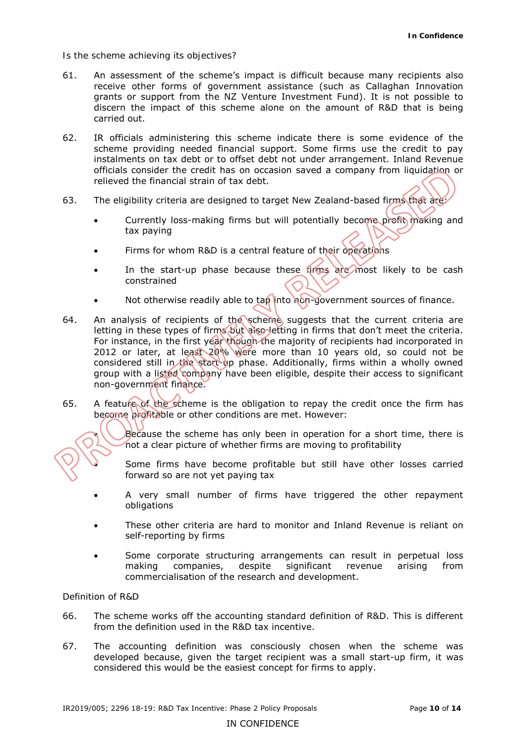Is the scheme achieving its objectives?

61. An assessment of the scheme's impact is difficult because many recipients also receive other forms of government assistance (such as Callaghan Innovation grants or support from the NZ Venture Investment Fund). It is not possible to discern the impact of this scheme alone on the amount of R&D that is being carried out.

62. IR officials administering this scheme indicate there is some evidence of the scheme providing needed financial support. Some firms use the credit to pay instalments on tax debt or to offset debt not under arrangement. Inland Revenue officials consider the credit has on occasion saved a company from liquidation or relieved the financial strain of tax debt.

63. The eligibility criteria are designed to target New Zealand-based firms that are:

   - Currently loss-making firms but will potentially become profit making and tax paying
   - Firms for whom R&D is a central feature of their operations
   - In the start-up phase because these firms are most likely to be cash constrained
   - Not otherwise readily able to tap into non-government sources of finance.

64. An analysis of recipients of the scheme suggests that the current criteria are letting in these types of firms but also letting in firms that don't meet the criteria. For instance, in the first year though the majority of recipients had incorporated in 2012 or later, at least 20% were more than 10 years old, so could not be considered still in the start-up phase. Additionally, firms within a wholly owned group with a listed company have been eligible, despite their access to significant non-government finance.

65. A feature of the scheme is the obligation to repay the credit once the firm has become profitable or other conditions are met. However:

   - Because the scheme has only been in operation for a short time, there is not a clear picture of whether firms are moving to profitability
   - Some firms have become profitable but still have other losses carried forward so are not yet paying tax
   - A very small number of firms have triggered the other repayment obligations
   - These other criteria are hard to monitor and Inland Revenue is reliant on self-reporting by firms
   - Some corporate structuring arrangements can result in perpetual loss making companies, despite significant revenue arising from commercialisation of the research and development.

Definition of R&D

66. The scheme works off the accounting standard definition of R&D. This is different from the definition used in the R&D tax incentive.

67. The accounting definition was consciously chosen when the scheme was developed because, given the target recipient was a small start-up firm, it was considered this would be the easiest concept for firms to apply.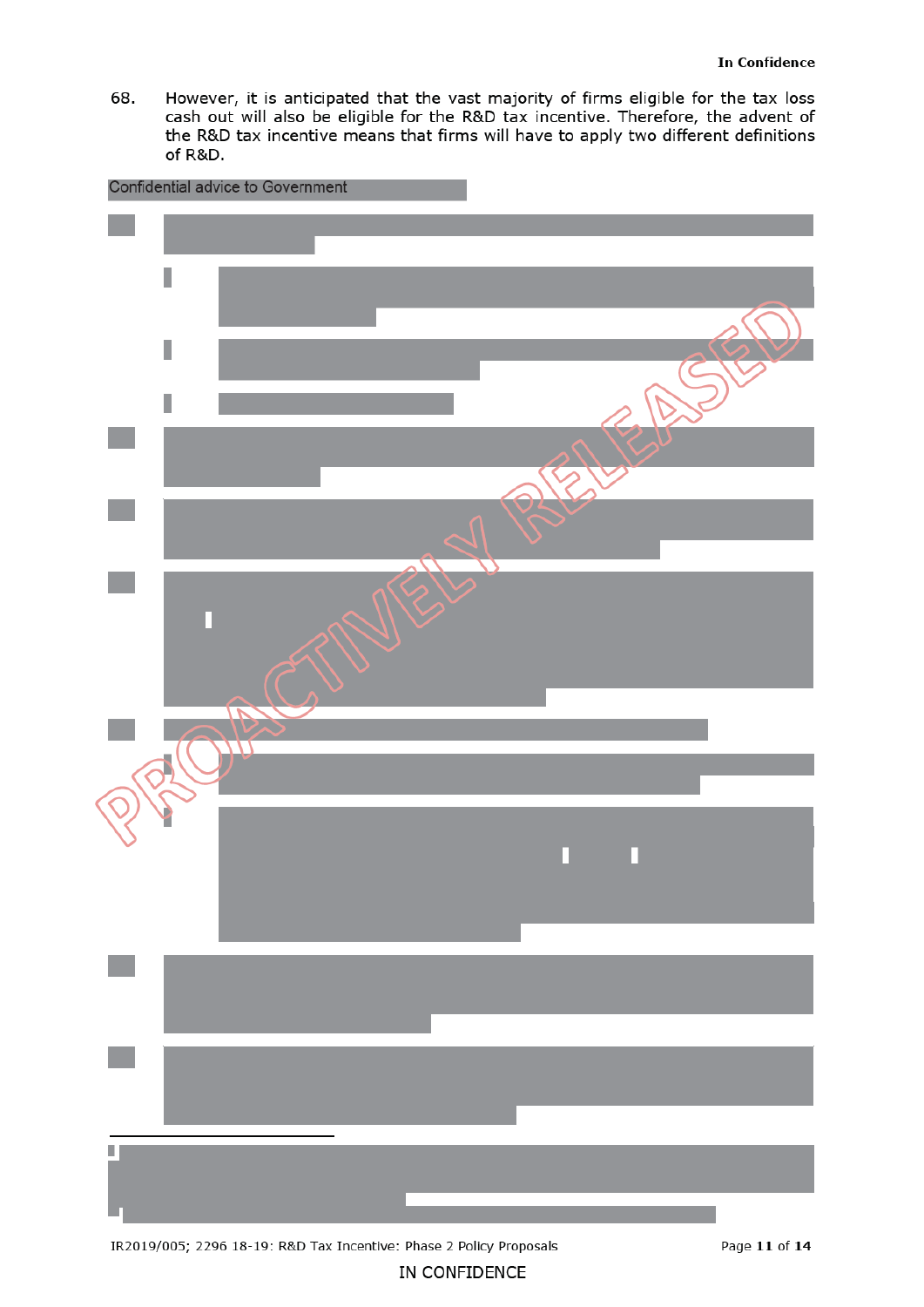68. However, it is anticipated that the vast majority of firms eligible for the tax loss cash out will also be eligible for the R&D tax incentive. Therefore, the advent of the R&D tax incentive means that firms will have to apply two different definitions of R&D.

Confidential advice to Government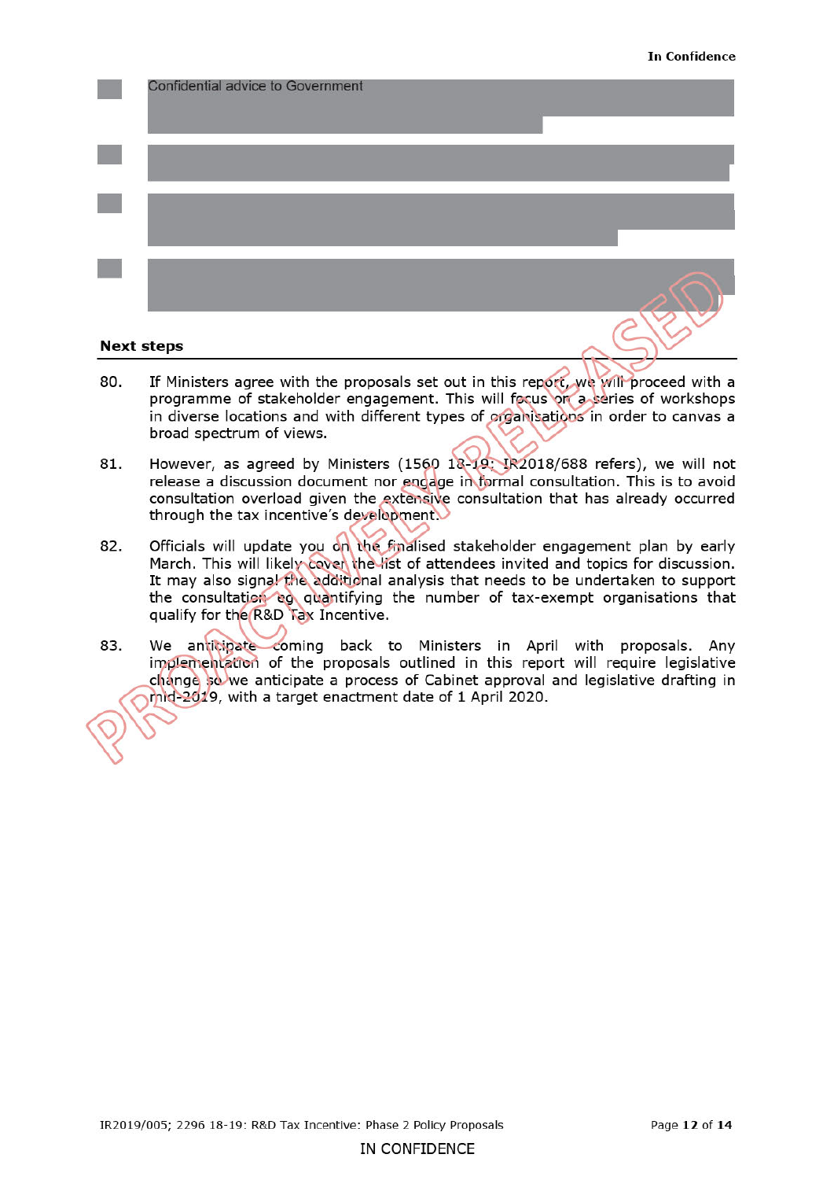Confidential advice to Government

## Next steps

80. If Ministers agree with the proposals set out in this report, we will proceed with a programme of stakeholder engagement. This will focus on a series of workshops in diverse locations and with different types of organisations in order to canvas a broad spectrum of views.

81. However, as agreed by Ministers (1560 18-19; IR2018/688 refers), we will not release a discussion document nor engage in formal consultation. This is to avoid consultation overload given the extensive consultation that has already occurred through the tax incentive's development.

82. Officials will update you on the finalised stakeholder engagement plan by early March. This will likely cover the list of attendees invited and topics for discussion. It may also signal the additional analysis that needs to be undertaken to support the consultation eg quantifying the number of tax-exempt organisations that qualify for the R&D Tax Incentive.

83. We anticipate coming back to Ministers in April with proposals. Any implementation of the proposals outlined in this report will require legislative change so we anticipate a process of Cabinet approval and legislative drafting in mid-2019, with a target enactment date of 1 April 2020.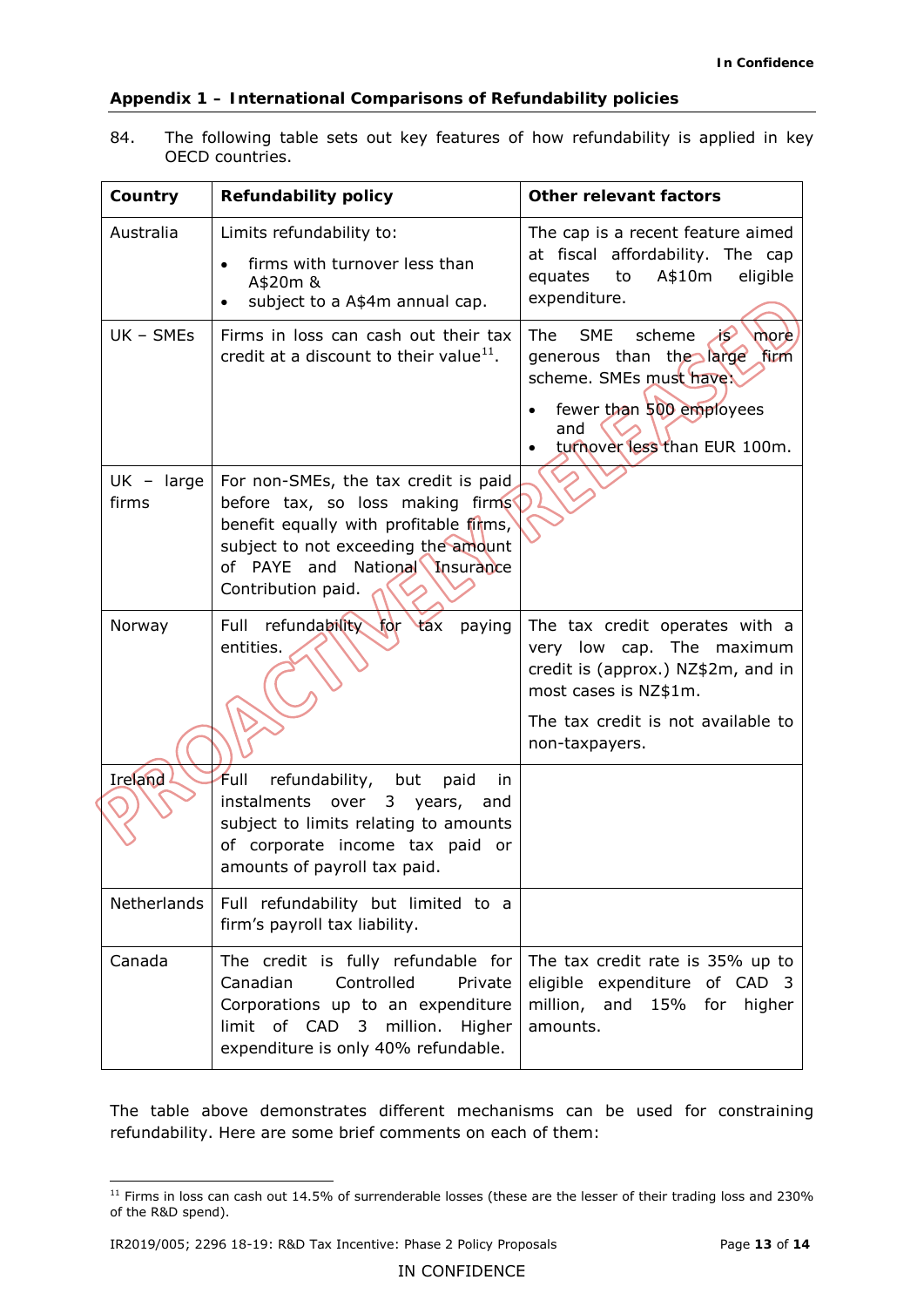## Appendix 1 – International Comparisons of Refundability policies

84. The following table sets out key features of how refundability is applied in key OECD countries.

| Country | Refundability policy | Other relevant factors |
|---|---|---|
| Australia | Limits refundability to:<br>• firms with turnover less than A$20m &<br>• subject to a A$4m annual cap. | The cap is a recent feature aimed at fiscal affordability. The cap equates to A$10m eligible expenditure. |
| UK – SMEs | Firms in loss can cash out their tax credit at a discount to their value[11]. | The SME scheme is more generous than the large firm scheme. SMEs must have:<br>• fewer than 500 employees and<br>• turnover less than EUR 100m. |
| UK – large firms | For non-SMEs, the tax credit is paid before tax, so loss making firms benefit equally with profitable firms, subject to not exceeding the amount of PAYE and National Insurance Contribution paid. | |
| Norway | Full refundability for tax paying entities. | The tax credit operates with a very low cap. The maximum credit is (approx.) NZ$2m, and in most cases is NZ$1m.<br><br>The tax credit is not available to non-taxpayers. |
| Ireland | Full refundability, but paid in instalments over 3 years, and subject to limits relating to amounts of corporate income tax paid or amounts of payroll tax paid. | |
| Netherlands | Full refundability but limited to a firm's payroll tax liability. | |
| Canada | The credit is fully refundable for Canadian Controlled Private Corporations up to an expenditure limit of CAD 3 million. Higher expenditure is only 40% refundable. | The tax credit rate is 35% up to eligible expenditure of CAD 3 million, and 15% for higher amounts. |

The table above demonstrates different mechanisms can be used for constraining refundability. Here are some brief comments on each of them:

[11] Firms in loss can cash out 14.5% of surrenderable losses (these are the lesser of their trading loss and 230% of the R&D spend).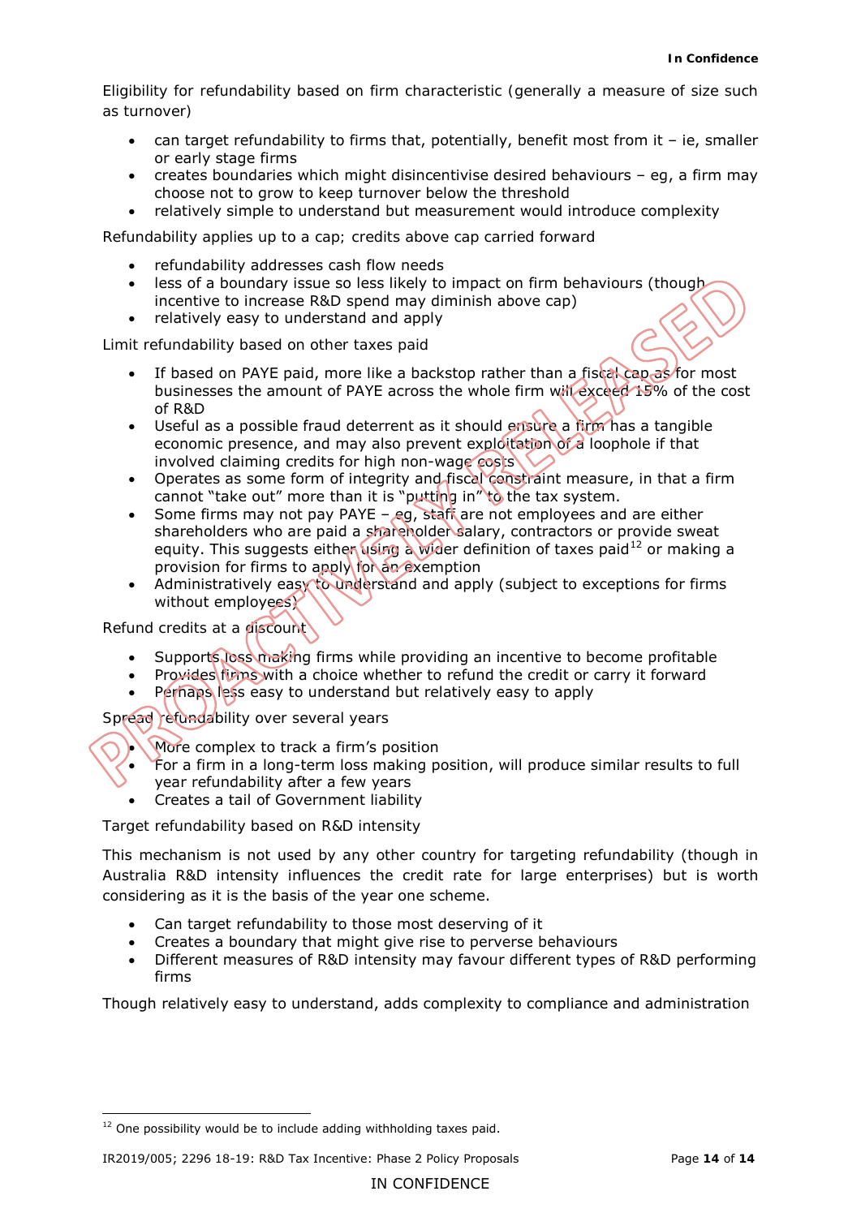Eligibility for refundability based on firm characteristic (generally a measure of size such as turnover)

- can target refundability to firms that, potentially, benefit most from it – ie, smaller or early stage firms
- creates boundaries which might disincentivise desired behaviours – eg, a firm may choose not to grow to keep turnover below the threshold
- relatively simple to understand but measurement would introduce complexity

Refundability applies up to a cap; credits above cap carried forward

- refundability addresses cash flow needs
- less of a boundary issue so less likely to impact on firm behaviours (though incentive to increase R&D spend may diminish above cap)
- relatively easy to understand and apply

Limit refundability based on other taxes paid

- If based on PAYE paid, more like a backstop rather than a fiscal cap as for most businesses the amount of PAYE across the whole firm will exceed 15% of the cost of R&D
- Useful as a possible fraud deterrent as it should ensure a firm has a tangible economic presence, and may also prevent exploitation of a loophole if that involved claiming credits for high non-wage costs
- Operates as some form of integrity and fiscal constraint measure, in that a firm cannot "take out" more than it is "putting in" to the tax system.
- Some firms may not pay PAYE – eg, staff are not employees and are either shareholders who are paid a shareholder salary, contractors or provide sweat equity. This suggests either using a wider definition of taxes paid[12] or making a provision for firms to apply for an exemption
- Administratively easy to understand and apply (subject to exceptions for firms without employees)

Refund credits at a discount

- Supports loss making firms while providing an incentive to become profitable
- Provides firms with a choice whether to refund the credit or carry it forward
- Perhaps less easy to understand but relatively easy to apply

Spread refundability over several years

- More complex to track a firm's position
- For a firm in a long-term loss making position, will produce similar results to full year refundability after a few years
- Creates a tail of Government liability

Target refundability based on R&D intensity

This mechanism is not used by any other country for targeting refundability (though in Australia R&D intensity influences the credit rate for large enterprises) but is worth considering as it is the basis of the year one scheme.

- Can target refundability to those most deserving of it
- Creates a boundary that might give rise to perverse behaviours
- Different measures of R&D intensity may favour different types of R&D performing firms

Though relatively easy to understand, adds complexity to compliance and administration

[12] One possibility would be to include adding withholding taxes paid.